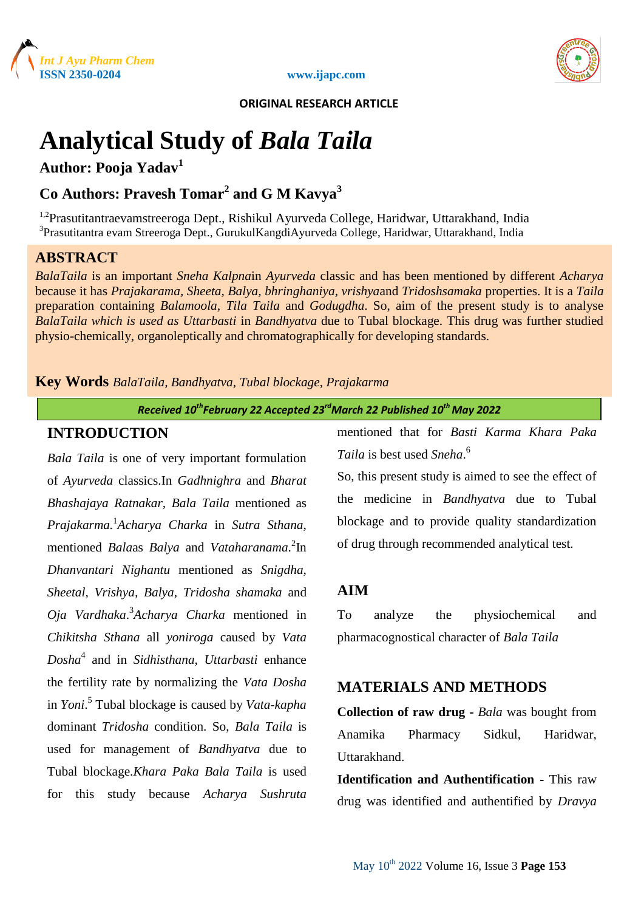ORIGINAL RESEARCH ARTICLE

# Analytical Study of *Bala Taila*

**Author: Pooja Yadav[1]**

**Co Authors: Pravesh Tomar[2] and G M Kavya[3]**

[1,2]Prasutitantraevamstreeroga Dept., Rishikul Ayurveda College, Haridwar, Uttarakhand, India
[3]Prasutitantra evam Streeroga Dept., GurukulKangdiAyurveda College, Haridwar, Uttarakhand, India

## ABSTRACT

*BalaTaila* is an important *Sneha Kalpna*in *Ayurveda* classic and has been mentioned by different *Acharya* because it has *Prajakarama, Sheeta, Balya, bhringhaniya, vrishya*and *Tridoshsamaka* properties. It is a *Taila* preparation containing *Balamoola*, *Tila Taila* and *Godugdha*. So, aim of the present study is to analyse *BalaTaila which is used as Uttarbasti* in *Bandhyatva* due to Tubal blockage. This drug was further studied physio-chemically, organoleptically and chromatographically for developing standards.

**Key Words** *BalaTaila, Bandhyatva, Tubal blockage, Prajakarma*

*Received 10th February 22 Accepted 23rd March 22 Published 10th May 2022*

## INTRODUCTION

*Bala Taila* is one of very important formulation of *Ayurveda* classics.In *Gadhnighra* and *Bharat Bhashajaya Ratnakar*, *Bala Taila* mentioned as *Prajakarma.*[1]*Acharya Charka* in *Sutra Sthana*, mentioned *Bala*as *Balya* and *Vataharanama*.[2]In *Dhanvantari Nighantu* mentioned as *Snigdha, Sheetal, Vrishya, Balya, Tridosha shamaka* and *Oja Vardhaka*.[3]*Acharya Charka* mentioned in *Chikitsha Sthana* all *yoniroga* caused by *Vata Dosha*[4] and in *Sidhisthana*, *Uttarbasti* enhance the fertility rate by normalizing the *Vata Dosha* in *Yoni*.[5] Tubal blockage is caused by *Vata-kapha* dominant *Tridosha* condition. So, *Bala Taila* is used for management of *Bandhyatva* due to Tubal blockage.*Khara Paka Bala Taila* is used for this study because *Acharya Sushruta* mentioned that for *Basti Karma Khara Paka Taila* is best used *Sneha*.[6]

So, this present study is aimed to see the effect of the medicine in *Bandhyatva* due to Tubal blockage and to provide quality standardization of drug through recommended analytical test.

## AIM

To analyze the physiochemical and pharmacognostical character of *Bala Taila*

## MATERIALS AND METHODS

**Collection of raw drug -** *Bala* was bought from Anamika Pharmacy Sidkul, Haridwar, Uttarakhand.

**Identification and Authentification -** This raw drug was identified and authentified by *Dravya*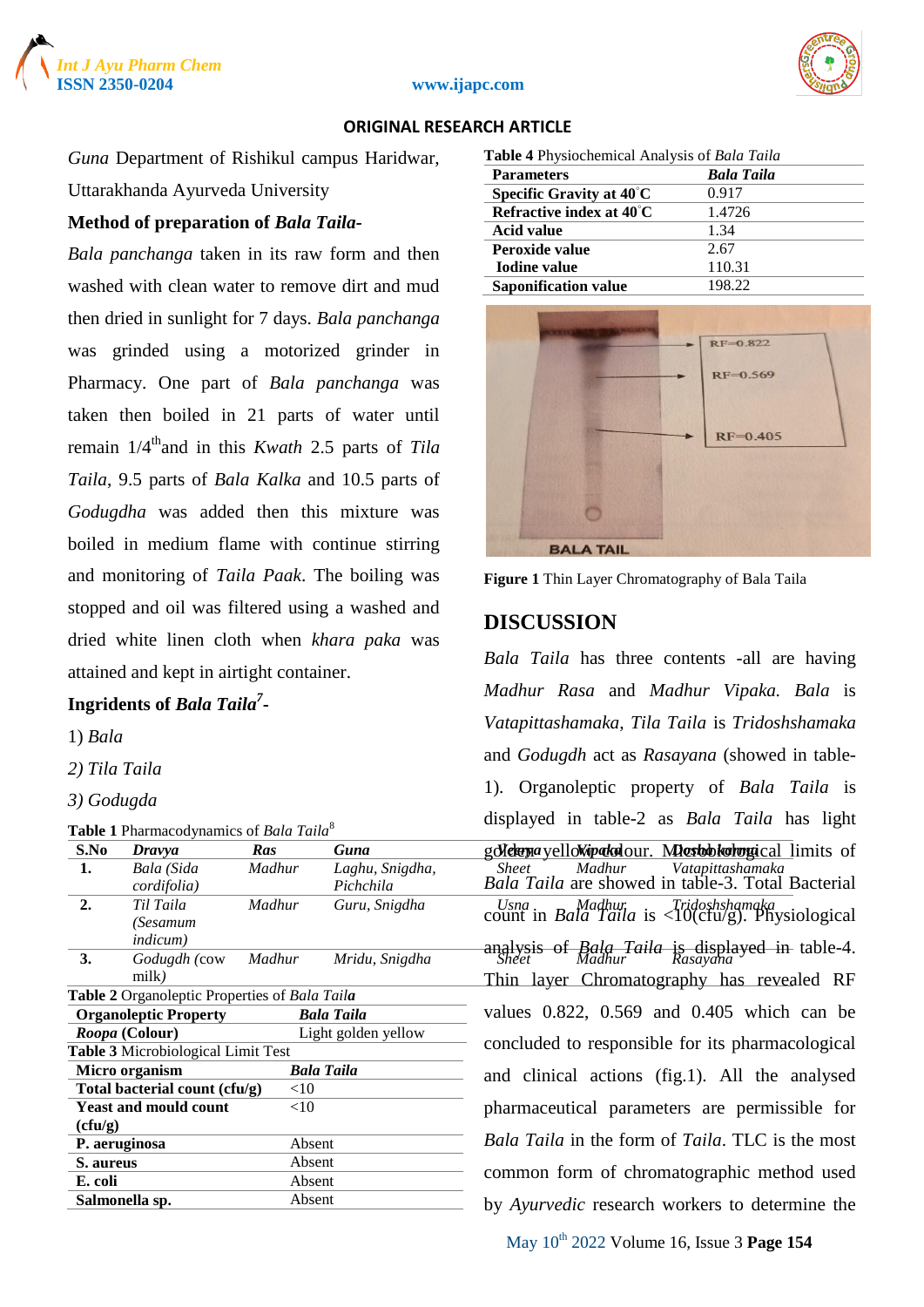*Guna* Department of Rishikul campus Haridwar, Uttarakhanda Ayurveda University

**Method of preparation of *Bala Taila*-**

*Bala panchanga* taken in its raw form and then washed with clean water to remove dirt and mud then dried in sunlight for 7 days. *Bala panchanga* was grinded using a motorized grinder in Pharmacy. One part of *Bala panchanga* was taken then boiled in 21 parts of water until remain 1/4$^{th}$ and in this *Kwath* 2.5 parts of *Tila Taila*, 9.5 parts of *Bala Kalka* and 10.5 parts of *Godugdha* was added then this mixture was boiled in medium flame with continue stirring and monitoring of *Taila Paak*. The boiling was stopped and oil was filtered using a washed and dried white linen cloth when *khara paka* was attained and kept in airtight container.

**Ingridents of *Bala Taila*[7]-**

1) *Bala*

*2) Tila Taila*

*3) Godugda*

**Table 1** Pharmacodynamics of *Bala Taila*[8]

| S.No | *Dravya* | *Ras* | *Guna* | *Veerya* | *Vipaka* | *Doshkarma* |
|---|---|---|---|---|---|---|
| 1. | *Bala (Sida cordifolia)* | *Madhur* | *Laghu, Snigdha, Pichchila* | *Sheet* | *Madhur* | *Vatapittashamaka* |
| 2. | *Til Taila (Sesamum indicum)* | *Madhur* | *Guru, Snigdha* | *Usna* | *Madhur* | *Tridoshshamaka* |
| 3. | *Godugdh* (cow milk) | *Madhur* | *Mridu, Snigdha* | *Sheet* | *Madhur* | *Rasayana* |

**Table 2** Organoleptic Properties of *Bala Taila*

| Organoleptic Property | *Bala Taila* |
|---|---|
| ***Roopa*** **(Colour)** | Light golden yellow |

**Table 3** Microbiological Limit Test

| Micro organism | *Bala Taila* |
|---|---|
| **Total bacterial count (cfu/g)** | <10 |
| **Yeast and mould count (cfu/g)** | <10 |
| **P. aeruginosa** | Absent |
| **S. aureus** | Absent |
| **E. coli** | Absent |
| **Salmonella sp.** | Absent |

**Table 4** Physiochemical Analysis of *Bala Taila*

| Parameters | *Bala Taila* |
|---|---|
| **Specific Gravity at 40°C** | 0.917 |
| **Refractive index at 40°C** | 1.4726 |
| **Acid value** | 1.34 |
| **Peroxide value** | 2.67 |
| **Iodine value** | 110.31 |
| **Saponification value** | 198.22 |

**Figure 1** Thin Layer Chromatography of Bala Taila

## DISCUSSION

*Bala Taila* has three contents -all are having *Madhur Rasa* and *Madhur Vipaka. Bala* is *Vatapittashamaka, Tila Taila* is *Tridoshshamaka* and *Godugdh* act as *Rasayana* (showed in table-1). Organoleptic property of *Bala Taila* is displayed in table-2 as *Bala Taila* has light golden yellow colour. Microbiological limits of *Bala Taila* are showed in table-3. Total Bacterial count in *Bala Taila* is <10(cfu/g). Physiological analysis of *Bala Taila* is displayed in table-4. Thin layer Chromatography has revealed RF values 0.822, 0.569 and 0.405 which can be concluded to responsible for its pharmacological and clinical actions (fig.1). All the analysed pharmaceutical parameters are permissible for *Bala Taila* in the form of *Taila*. TLC is the most common form of chromatographic method used by *Ayurvedic* research workers to determine the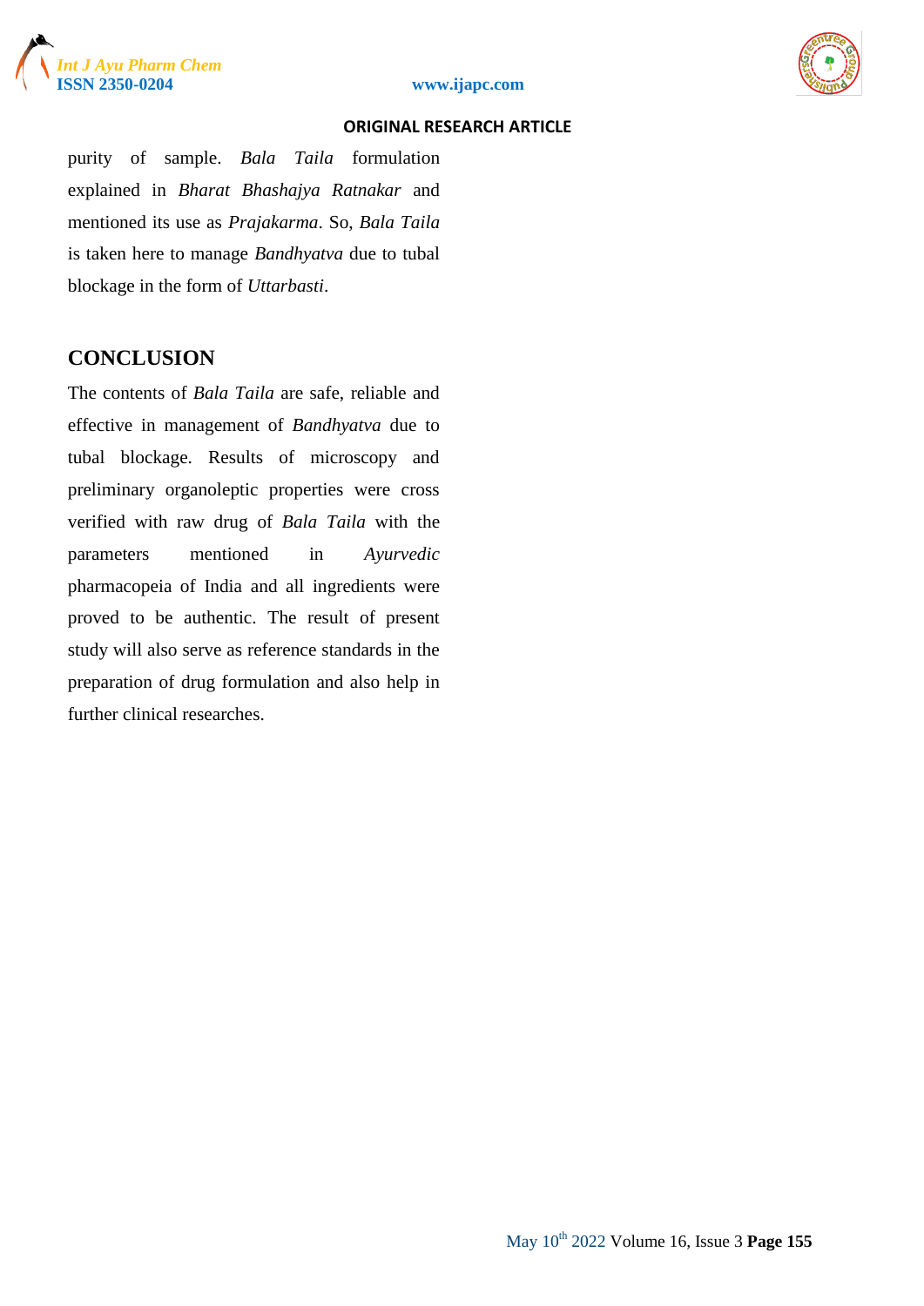purity of sample. *Bala Taila* formulation explained in *Bharat Bhashajya Ratnakar* and mentioned its use as *Prajakarma*. So, *Bala Taila* is taken here to manage *Bandhyatva* due to tubal blockage in the form of *Uttarbasti*.

## CONCLUSION

The contents of *Bala Taila* are safe, reliable and effective in management of *Bandhyatva* due to tubal blockage. Results of microscopy and preliminary organoleptic properties were cross verified with raw drug of *Bala Taila* with the parameters mentioned in *Ayurvedic* pharmacopeia of India and all ingredients were proved to be authentic. The result of present study will also serve as reference standards in the preparation of drug formulation and also help in further clinical researches.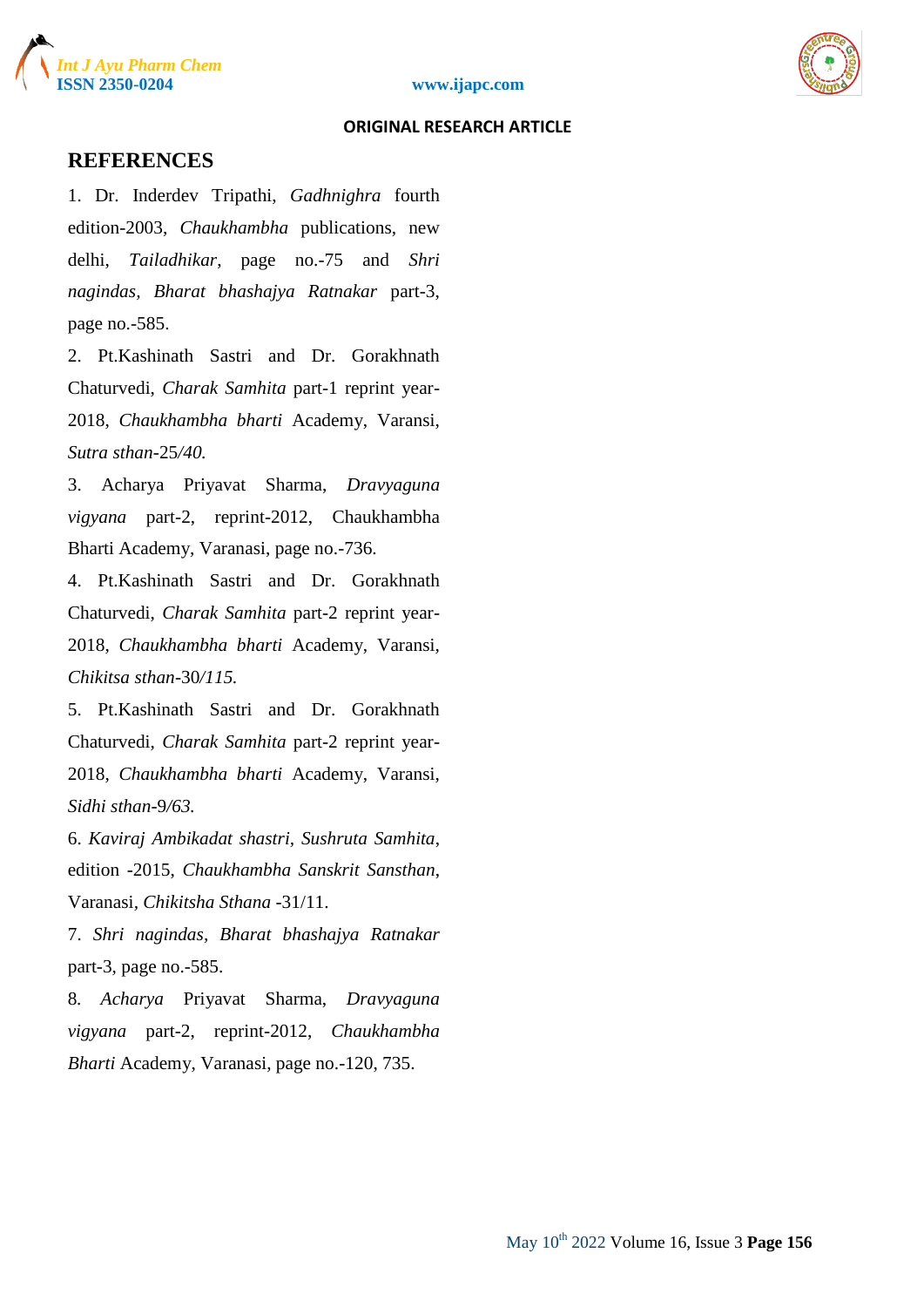## REFERENCES

1. Dr. Inderdev Tripathi, *Gadhnighra* fourth edition-2003, *Chaukhambha* publications, new delhi, *Tailadhikar*, page no.-75 and *Shri nagindas*, *Bharat bhashajya Ratnakar* part-3, page no.-585.
2. Pt.Kashinath Sastri and Dr. Gorakhnath Chaturvedi, *Charak Samhita* part-1 reprint year-2018, *Chaukhambha bharti* Academy, Varansi, *Sutra sthan*-25/*40.*
3. Acharya Priyavat Sharma, *Dravyaguna vigyana* part-2, reprint-2012, Chaukhambha Bharti Academy, Varanasi, page no.-736.
4. Pt.Kashinath Sastri and Dr. Gorakhnath Chaturvedi, *Charak Samhita* part-2 reprint year-2018, *Chaukhambha bharti* Academy, Varansi, *Chikitsa sthan*-30/*115.*
5. Pt.Kashinath Sastri and Dr. Gorakhnath Chaturvedi, *Charak Samhita* part-2 reprint year-2018, *Chaukhambha bharti* Academy, Varansi, *Sidhi sthan*-9/*63.*
6. *Kaviraj Ambikadat shastri*, *Sushruta Samhita*, edition -2015, *Chaukhambha Sanskrit Sansthan*, Varanasi, *Chikitsha Sthana* -31/11.
7. *Shri nagindas*, *Bharat bhashajya Ratnakar* part-3, page no.-585.
8. *Acharya* Priyavat Sharma, *Dravyaguna vigyana* part-2, reprint-2012, *Chaukhambha Bharti* Academy, Varanasi, page no.-120, 735.